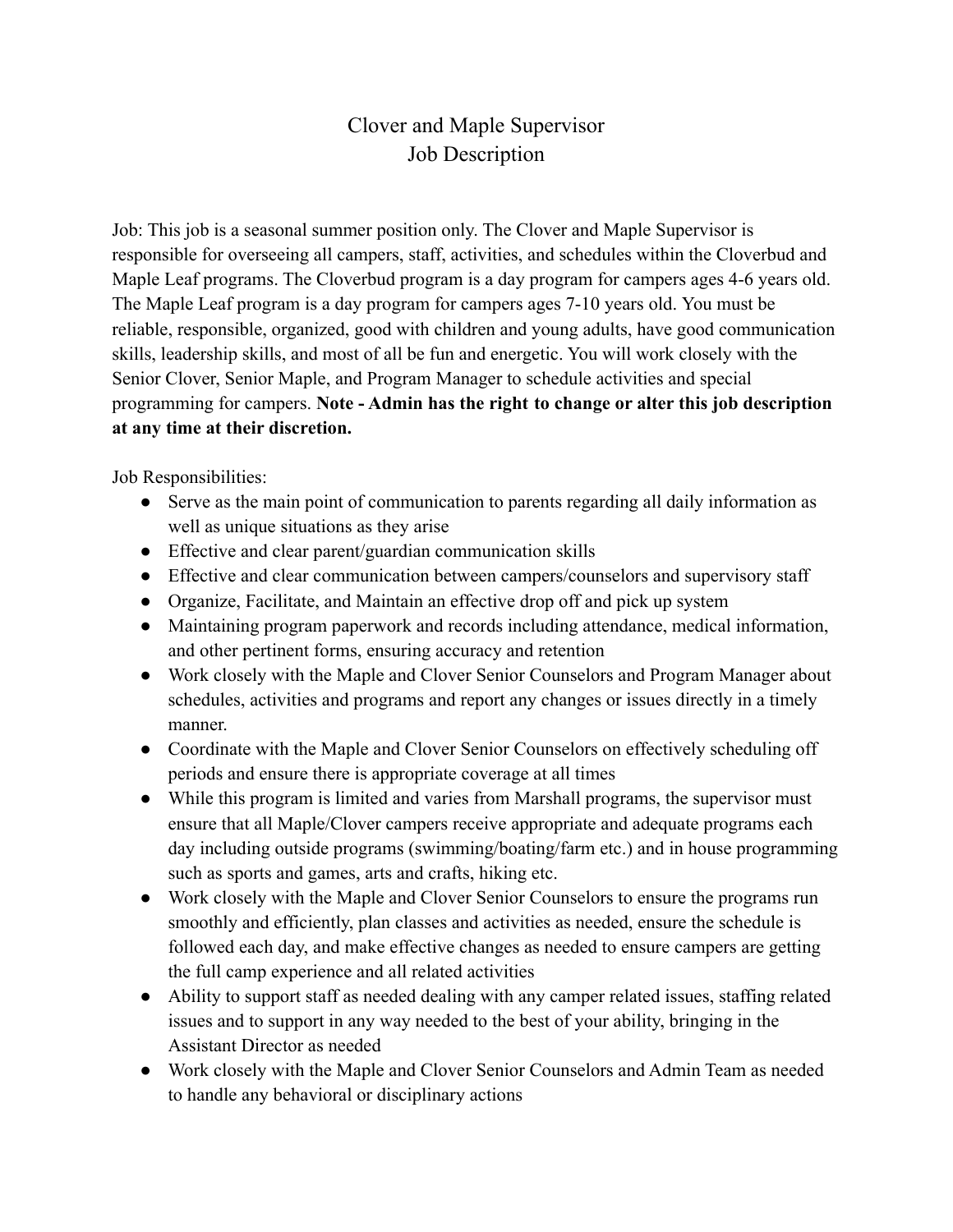# Clover and Maple Supervisor
## Job Description

Job: This job is a seasonal summer position only. The Clover and Maple Supervisor is responsible for overseeing all campers, staff, activities, and schedules within the Cloverbud and Maple Leaf programs. The Cloverbud program is a day program for campers ages 4-6 years old. The Maple Leaf program is a day program for campers ages 7-10 years old. You must be reliable, responsible, organized, good with children and young adults, have good communication skills, leadership skills, and most of all be fun and energetic. You will work closely with the Senior Clover, Senior Maple, and Program Manager to schedule activities and special programming for campers. **Note - Admin has the right to change or alter this job description at any time at their discretion.**

Job Responsibilities:

- Serve as the main point of communication to parents regarding all daily information as well as unique situations as they arise
- Effective and clear parent/guardian communication skills
- Effective and clear communication between campers/counselors and supervisory staff
- Organize, Facilitate, and Maintain an effective drop off and pick up system
- Maintaining program paperwork and records including attendance, medical information, and other pertinent forms, ensuring accuracy and retention
- Work closely with the Maple and Clover Senior Counselors and Program Manager about schedules, activities and programs and report any changes or issues directly in a timely manner.
- Coordinate with the Maple and Clover Senior Counselors on effectively scheduling off periods and ensure there is appropriate coverage at all times
- While this program is limited and varies from Marshall programs, the supervisor must ensure that all Maple/Clover campers receive appropriate and adequate programs each day including outside programs (swimming/boating/farm etc.) and in house programming such as sports and games, arts and crafts, hiking etc.
- Work closely with the Maple and Clover Senior Counselors to ensure the programs run smoothly and efficiently, plan classes and activities as needed, ensure the schedule is followed each day, and make effective changes as needed to ensure campers are getting the full camp experience and all related activities
- Ability to support staff as needed dealing with any camper related issues, staffing related issues and to support in any way needed to the best of your ability, bringing in the Assistant Director as needed
- Work closely with the Maple and Clover Senior Counselors and Admin Team as needed to handle any behavioral or disciplinary actions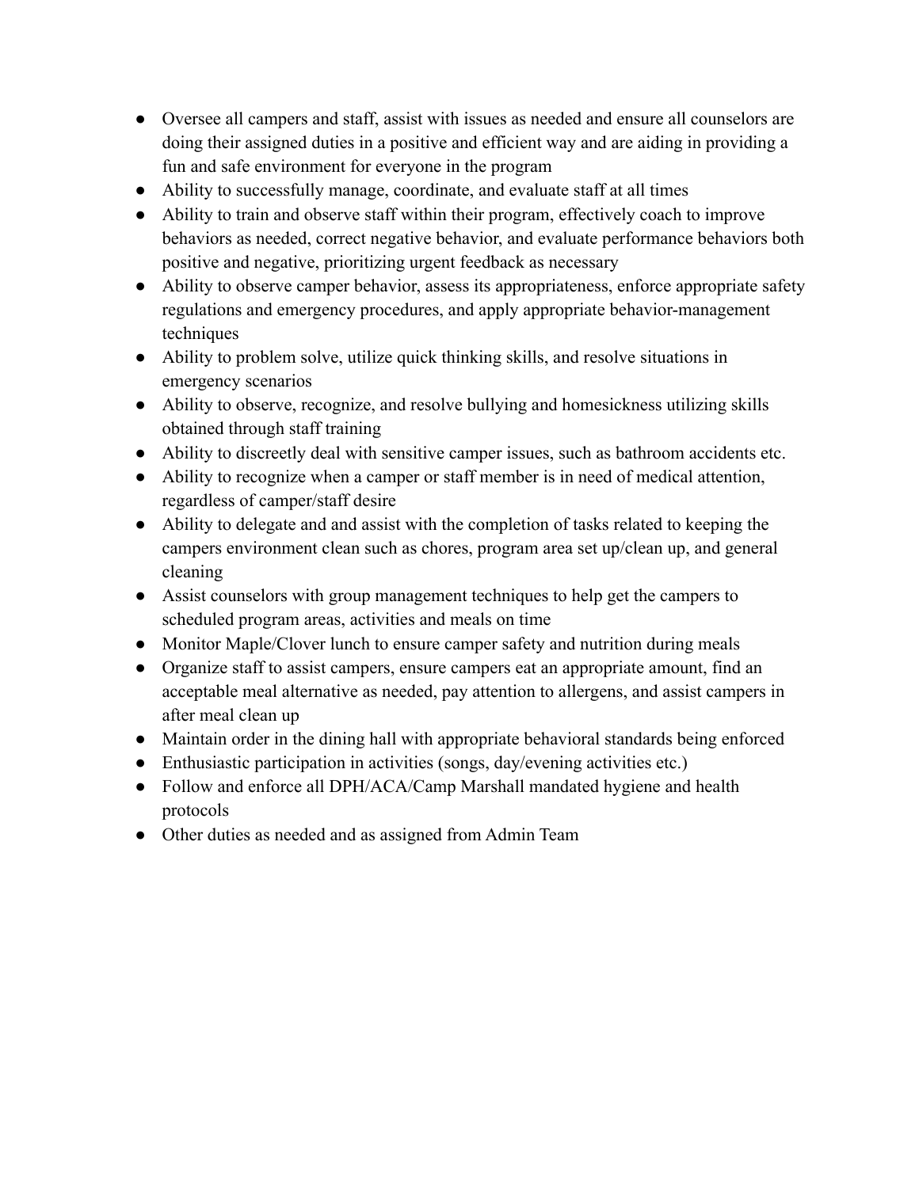- Oversee all campers and staff, assist with issues as needed and ensure all counselors are doing their assigned duties in a positive and efficient way and are aiding in providing a fun and safe environment for everyone in the program
- Ability to successfully manage, coordinate, and evaluate staff at all times
- Ability to train and observe staff within their program, effectively coach to improve behaviors as needed, correct negative behavior, and evaluate performance behaviors both positive and negative, prioritizing urgent feedback as necessary
- Ability to observe camper behavior, assess its appropriateness, enforce appropriate safety regulations and emergency procedures, and apply appropriate behavior-management techniques
- Ability to problem solve, utilize quick thinking skills, and resolve situations in emergency scenarios
- Ability to observe, recognize, and resolve bullying and homesickness utilizing skills obtained through staff training
- Ability to discreetly deal with sensitive camper issues, such as bathroom accidents etc.
- Ability to recognize when a camper or staff member is in need of medical attention, regardless of camper/staff desire
- Ability to delegate and and assist with the completion of tasks related to keeping the campers environment clean such as chores, program area set up/clean up, and general cleaning
- Assist counselors with group management techniques to help get the campers to scheduled program areas, activities and meals on time
- Monitor Maple/Clover lunch to ensure camper safety and nutrition during meals
- Organize staff to assist campers, ensure campers eat an appropriate amount, find an acceptable meal alternative as needed, pay attention to allergens, and assist campers in after meal clean up
- Maintain order in the dining hall with appropriate behavioral standards being enforced
- Enthusiastic participation in activities (songs, day/evening activities etc.)
- Follow and enforce all DPH/ACA/Camp Marshall mandated hygiene and health protocols
- Other duties as needed and as assigned from Admin Team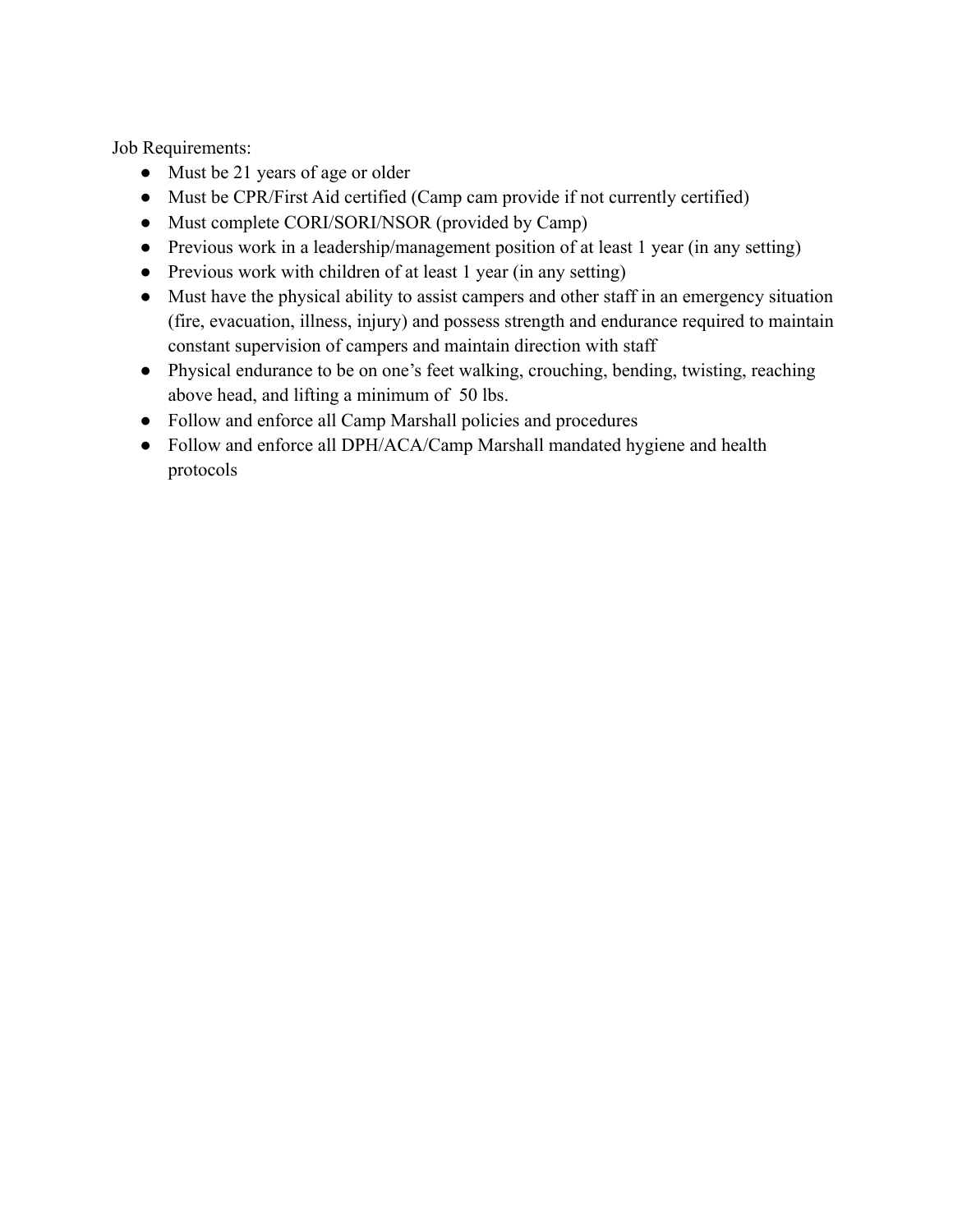Job Requirements:

- Must be 21 years of age or older
- Must be CPR/First Aid certified (Camp cam provide if not currently certified)
- Must complete CORI/SORI/NSOR (provided by Camp)
- Previous work in a leadership/management position of at least 1 year (in any setting)
- Previous work with children of at least 1 year (in any setting)
- Must have the physical ability to assist campers and other staff in an emergency situation (fire, evacuation, illness, injury) and possess strength and endurance required to maintain constant supervision of campers and maintain direction with staff
- Physical endurance to be on one's feet walking, crouching, bending, twisting, reaching above head, and lifting a minimum of 50 lbs.
- Follow and enforce all Camp Marshall policies and procedures
- Follow and enforce all DPH/ACA/Camp Marshall mandated hygiene and health protocols